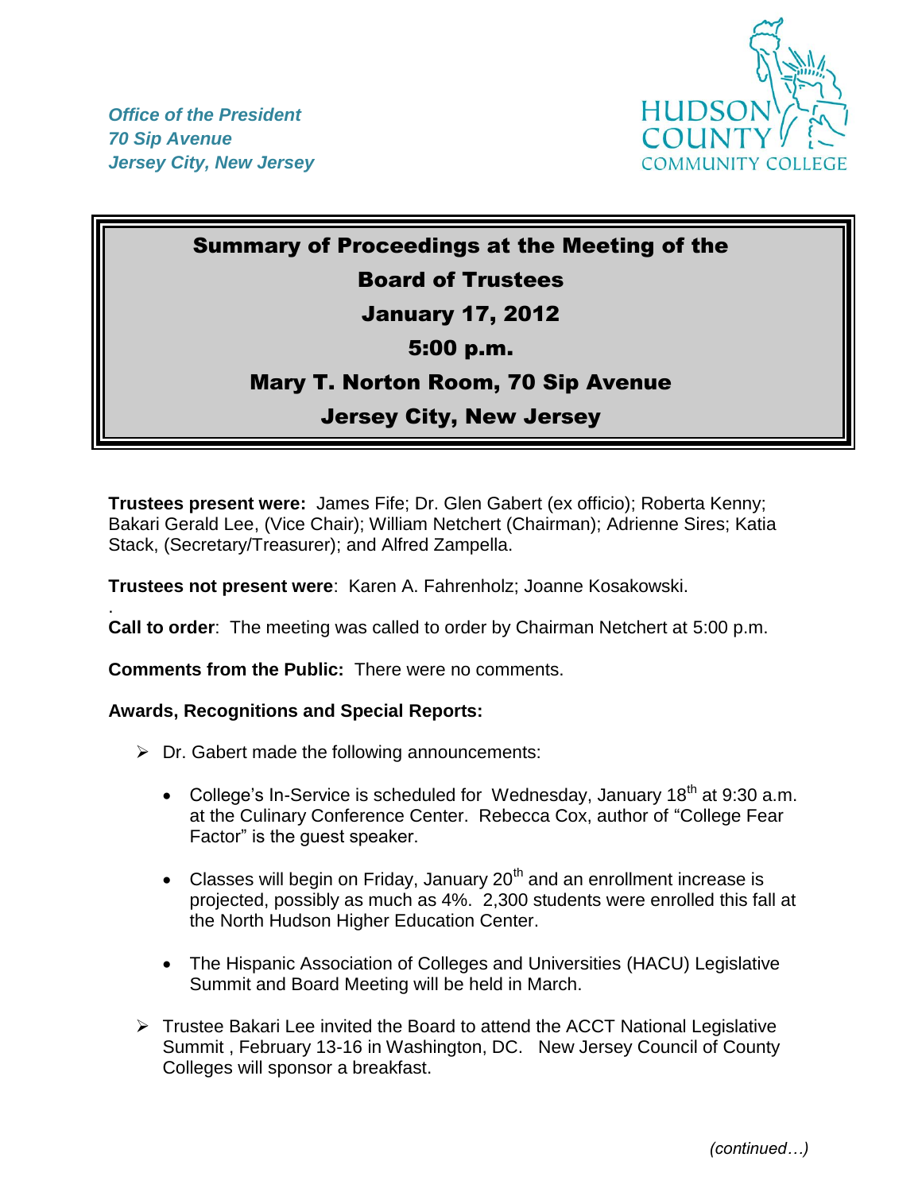*Office of the President*
*70 Sip Avenue*
*Jersey City, New Jersey*

HUDSON COUNTY COMMUNITY COLLEGE

# Summary of Proceedings at the Meeting of the Board of Trustees
## January 17, 2012
## 5:00 p.m.
## Mary T. Norton Room, 70 Sip Avenue
## Jersey City, New Jersey

**Trustees present were:** James Fife; Dr. Glen Gabert (ex officio); Roberta Kenny; Bakari Gerald Lee, (Vice Chair); William Netchert (Chairman); Adrienne Sires; Katia Stack, (Secretary/Treasurer); and Alfred Zampella.

**Trustees not present were**: Karen A. Fahrenholz; Joanne Kosakowski.

**Call to order**: The meeting was called to order by Chairman Netchert at 5:00 p.m.

**Comments from the Public:** There were no comments.

**Awards, Recognitions and Special Reports:**

- Dr. Gabert made the following announcements:
  - College's In-Service is scheduled for Wednesday, January 18th at 9:30 a.m. at the Culinary Conference Center. Rebecca Cox, author of "College Fear Factor" is the guest speaker.
  - Classes will begin on Friday, January 20th and an enrollment increase is projected, possibly as much as 4%. 2,300 students were enrolled this fall at the North Hudson Higher Education Center.
  - The Hispanic Association of Colleges and Universities (HACU) Legislative Summit and Board Meeting will be held in March.
- Trustee Bakari Lee invited the Board to attend the ACCT National Legislative Summit , February 13-16 in Washington, DC. New Jersey Council of County Colleges will sponsor a breakfast.

*(continued…)*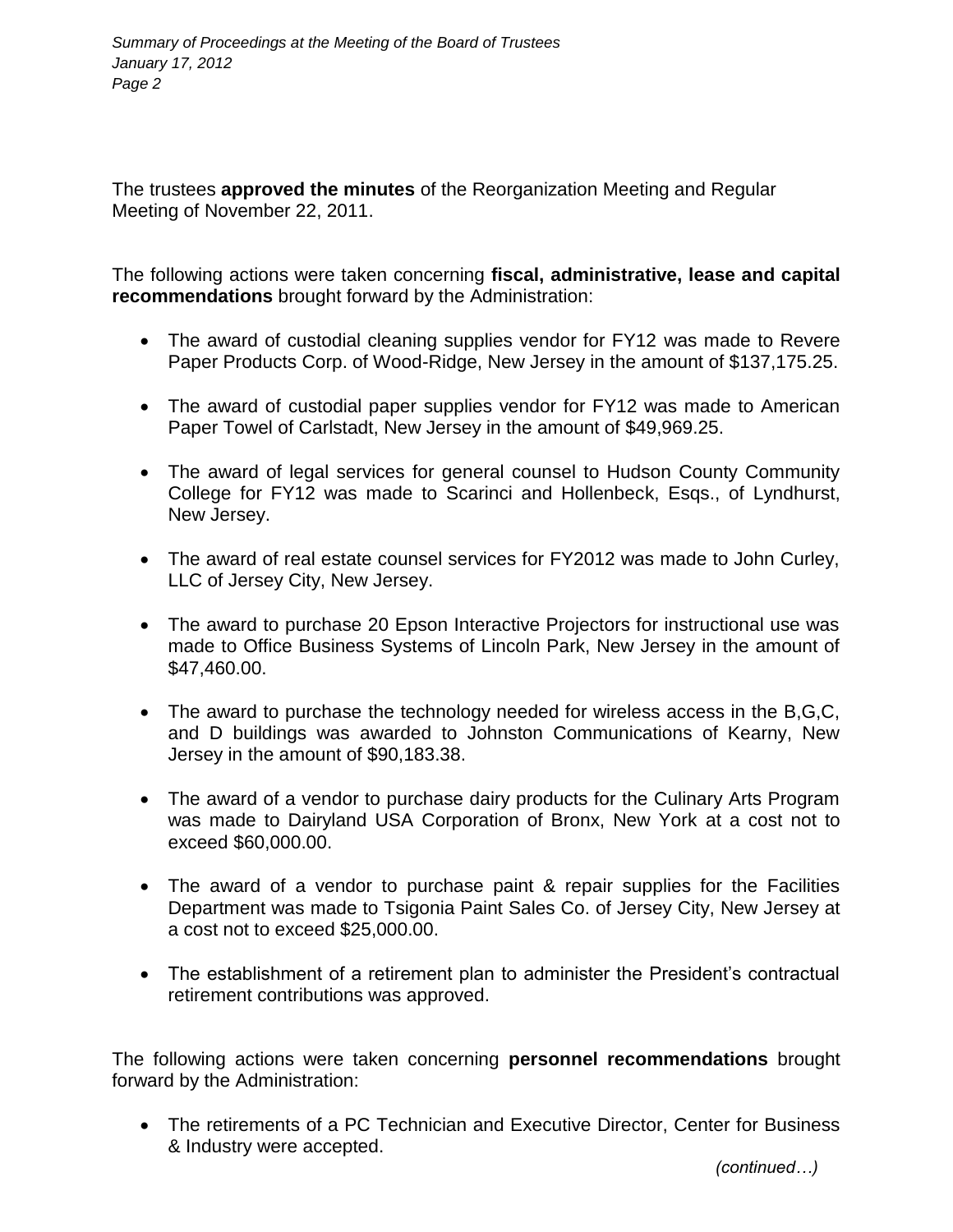The trustees **approved the minutes** of the Reorganization Meeting and Regular Meeting of November 22, 2011.

The following actions were taken concerning **fiscal, administrative, lease and capital recommendations** brought forward by the Administration:

- The award of custodial cleaning supplies vendor for FY12 was made to Revere Paper Products Corp. of Wood-Ridge, New Jersey in the amount of $137,175.25.
- The award of custodial paper supplies vendor for FY12 was made to American Paper Towel of Carlstadt, New Jersey in the amount of $49,969.25.
- The award of legal services for general counsel to Hudson County Community College for FY12 was made to Scarinci and Hollenbeck, Esqs., of Lyndhurst, New Jersey.
- The award of real estate counsel services for FY2012 was made to John Curley, LLC of Jersey City, New Jersey.
- The award to purchase 20 Epson Interactive Projectors for instructional use was made to Office Business Systems of Lincoln Park, New Jersey in the amount of $47,460.00.
- The award to purchase the technology needed for wireless access in the B,G,C, and D buildings was awarded to Johnston Communications of Kearny, New Jersey in the amount of $90,183.38.
- The award of a vendor to purchase dairy products for the Culinary Arts Program was made to Dairyland USA Corporation of Bronx, New York at a cost not to exceed $60,000.00.
- The award of a vendor to purchase paint & repair supplies for the Facilities Department was made to Tsigonia Paint Sales Co. of Jersey City, New Jersey at a cost not to exceed $25,000.00.
- The establishment of a retirement plan to administer the President's contractual retirement contributions was approved.

The following actions were taken concerning **personnel recommendations** brought forward by the Administration:

- The retirements of a PC Technician and Executive Director, Center for Business & Industry were accepted.

*(continued…)*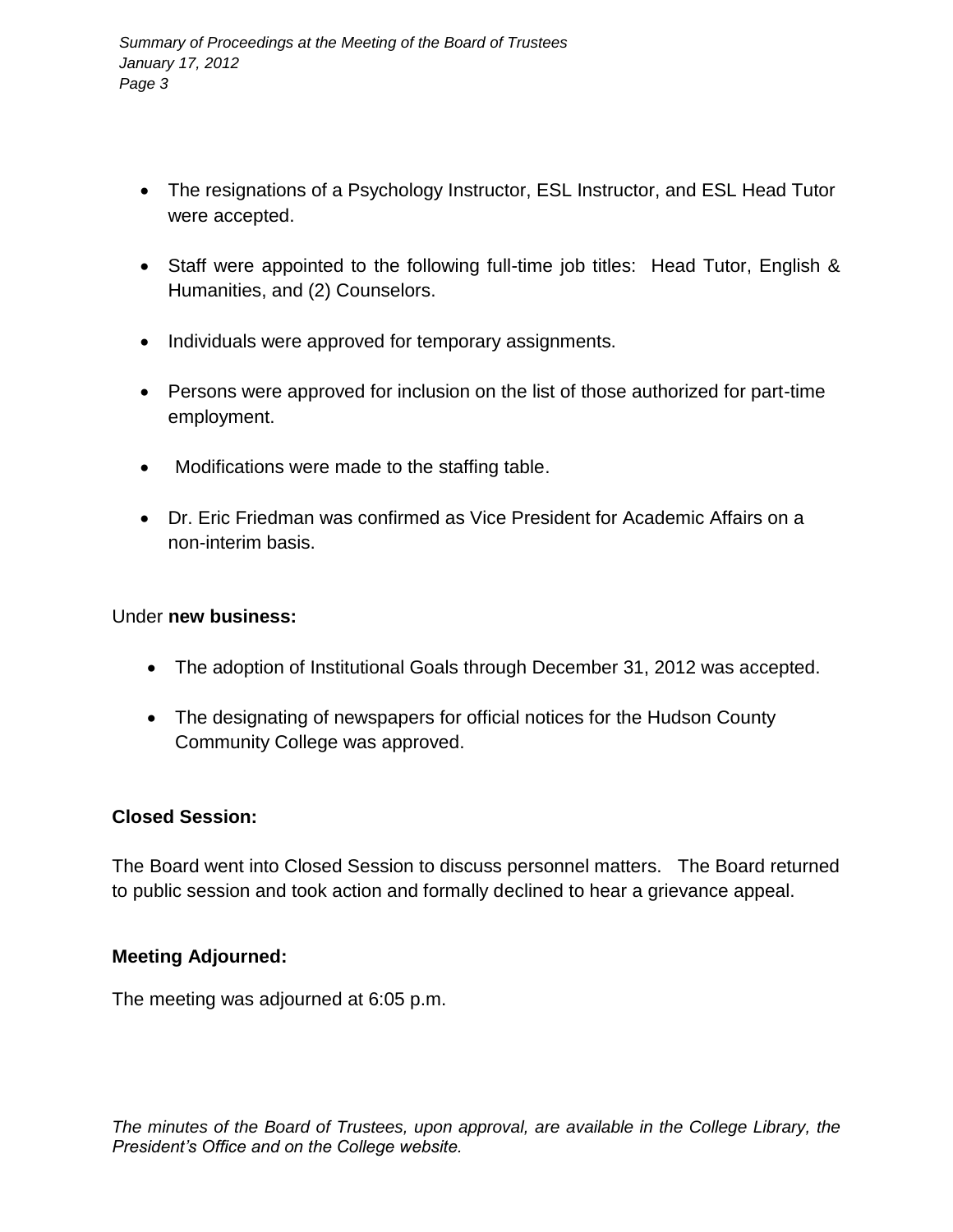- The resignations of a Psychology Instructor, ESL Instructor, and ESL Head Tutor were accepted.
- Staff were appointed to the following full-time job titles: Head Tutor, English & Humanities, and (2) Counselors.
- Individuals were approved for temporary assignments.
- Persons were approved for inclusion on the list of those authorized for part-time employment.
- Modifications were made to the staffing table.
- Dr. Eric Friedman was confirmed as Vice President for Academic Affairs on a non-interim basis.

Under **new business:**

- The adoption of Institutional Goals through December 31, 2012 was accepted.
- The designating of newspapers for official notices for the Hudson County Community College was approved.

**Closed Session:**

The Board went into Closed Session to discuss personnel matters. The Board returned to public session and took action and formally declined to hear a grievance appeal.

**Meeting Adjourned:**

The meeting was adjourned at 6:05 p.m.

*The minutes of the Board of Trustees, upon approval, are available in the College Library, the President's Office and on the College website.*